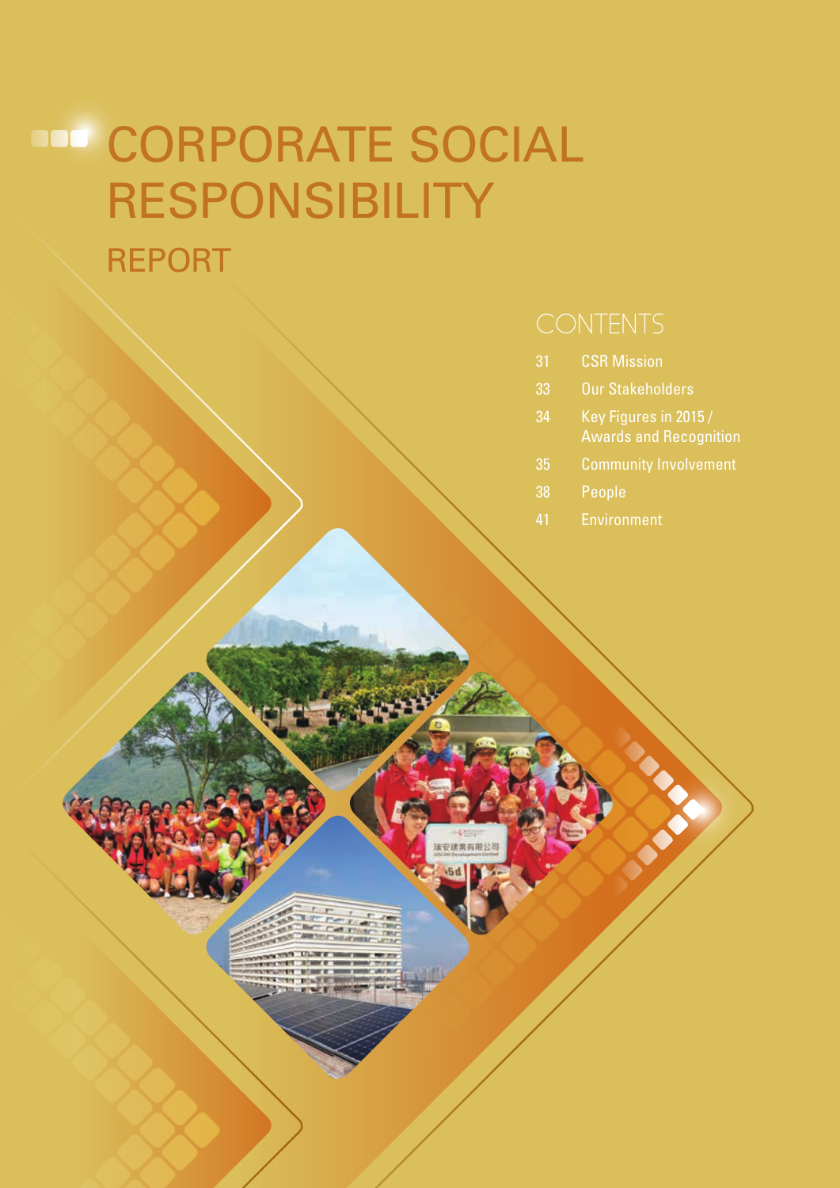# CORPORATE SOCIAL RESPONSIBILITY

## REPORT

## CONTENTS

| | |
|---|---|
| 31 | CSR Mission |
| 33 | Our Stakeholders |
| 34 | Key Figures in 2015 / Awards and Recognition |
| 35 | Community Involvement |
| 38 | People |
| 41 | Environment |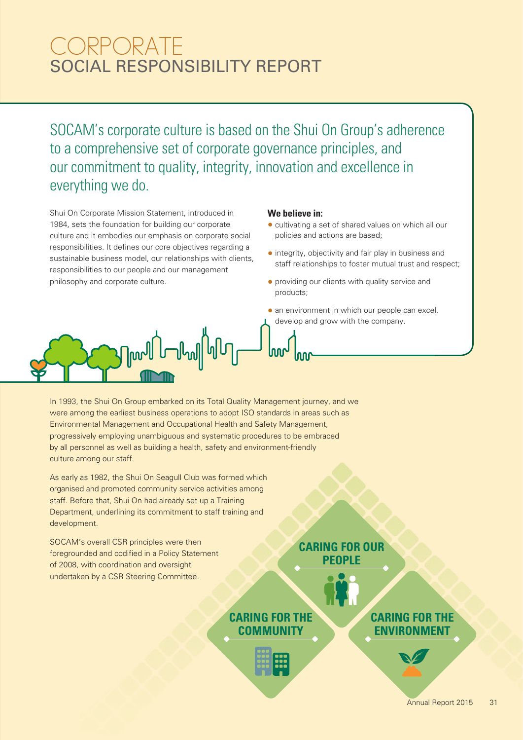# CORPORATE SOCIAL RESPONSIBILITY REPORT

SOCAM's corporate culture is based on the Shui On Group's adherence to a comprehensive set of corporate governance principles, and our commitment to quality, integrity, innovation and excellence in everything we do.

Shui On Corporate Mission Statement, introduced in 1984, sets the foundation for building our corporate culture and it embodies our emphasis on corporate social responsibilities. It defines our core objectives regarding a sustainable business model, our relationships with clients, responsibilities to our people and our management philosophy and corporate culture.

**We believe in:**

- cultivating a set of shared values on which all our policies and actions are based;
- integrity, objectivity and fair play in business and staff relationships to foster mutual trust and respect;
- providing our clients with quality service and products;
- an environment in which our people can excel, develop and grow with the company.

In 1993, the Shui On Group embarked on its Total Quality Management journey, and we were among the earliest business operations to adopt ISO standards in areas such as Environmental Management and Occupational Health and Safety Management, progressively employing unambiguous and systematic procedures to be embraced by all personnel as well as building a health, safety and environment-friendly culture among our staff.

As early as 1982, the Shui On Seagull Club was formed which organised and promoted community service activities among staff. Before that, Shui On had already set up a Training Department, underlining its commitment to staff training and development.

SOCAM's overall CSR principles were then foregrounded and codified in a Policy Statement of 2008, with coordination and oversight undertaken by a CSR Steering Committee.

**CARING FOR OUR PEOPLE**

**CARING FOR THE COMMUNITY**

**CARING FOR THE ENVIRONMENT**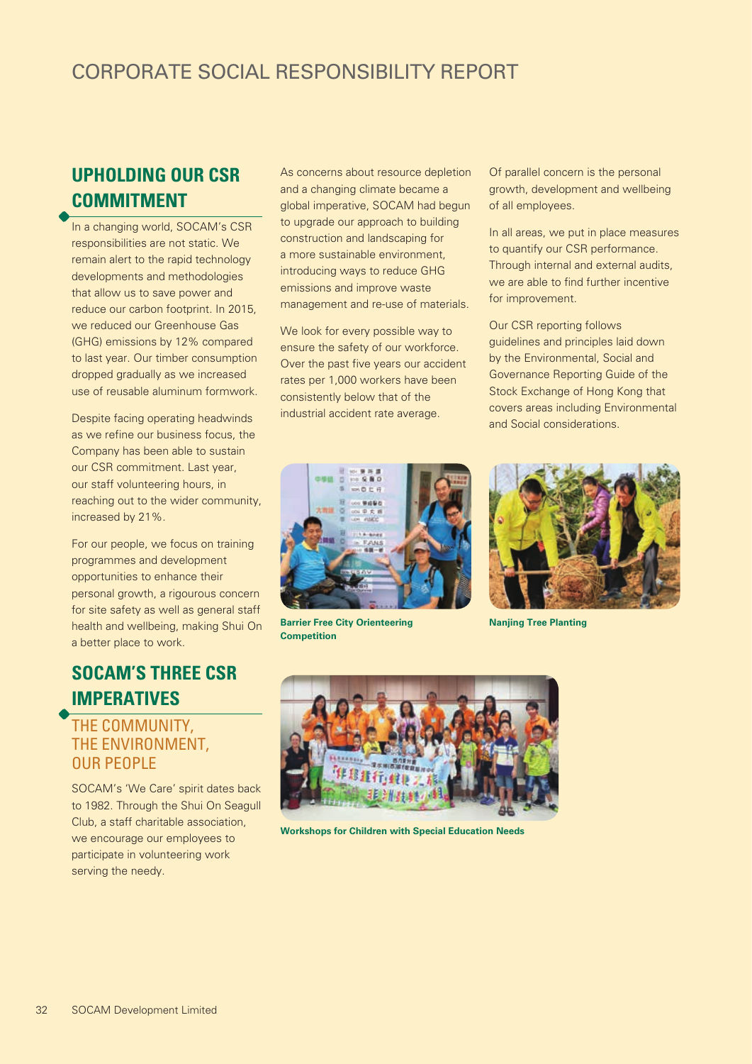# CORPORATE SOCIAL RESPONSIBILITY REPORT

## UPHOLDING OUR CSR COMMITMENT

In a changing world, SOCAM's CSR responsibilities are not static. We remain alert to the rapid technology developments and methodologies that allow us to save power and reduce our carbon footprint. In 2015, we reduced our Greenhouse Gas (GHG) emissions by 12% compared to last year. Our timber consumption dropped gradually as we increased use of reusable aluminum formwork.

Despite facing operating headwinds as we refine our business focus, the Company has been able to sustain our CSR commitment. Last year, our staff volunteering hours, in reaching out to the wider community, increased by 21%.

For our people, we focus on training programmes and development opportunities to enhance their personal growth, a rigourous concern for site safety as well as general staff health and wellbeing, making Shui On a better place to work.

## SOCAM'S THREE CSR IMPERATIVES

### THE COMMUNITY, THE ENVIRONMENT, OUR PEOPLE

SOCAM's 'We Care' spirit dates back to 1982. Through the Shui On Seagull Club, a staff charitable association, we encourage our employees to participate in volunteering work serving the needy.

As concerns about resource depletion and a changing climate became a global imperative, SOCAM had begun to upgrade our approach to building construction and landscaping for a more sustainable environment, introducing ways to reduce GHG emissions and improve waste management and re-use of materials.

We look for every possible way to ensure the safety of our workforce. Over the past five years our accident rates per 1,000 workers have been consistently below that of the industrial accident rate average.

Of parallel concern is the personal growth, development and wellbeing of all employees.

In all areas, we put in place measures to quantify our CSR performance. Through internal and external audits, we are able to find further incentive for improvement.

Our CSR reporting follows guidelines and principles laid down by the Environmental, Social and Governance Reporting Guide of the Stock Exchange of Hong Kong that covers areas including Environmental and Social considerations.

**Barrier Free City Orienteering Competition**

**Nanjing Tree Planting**

**Workshops for Children with Special Education Needs**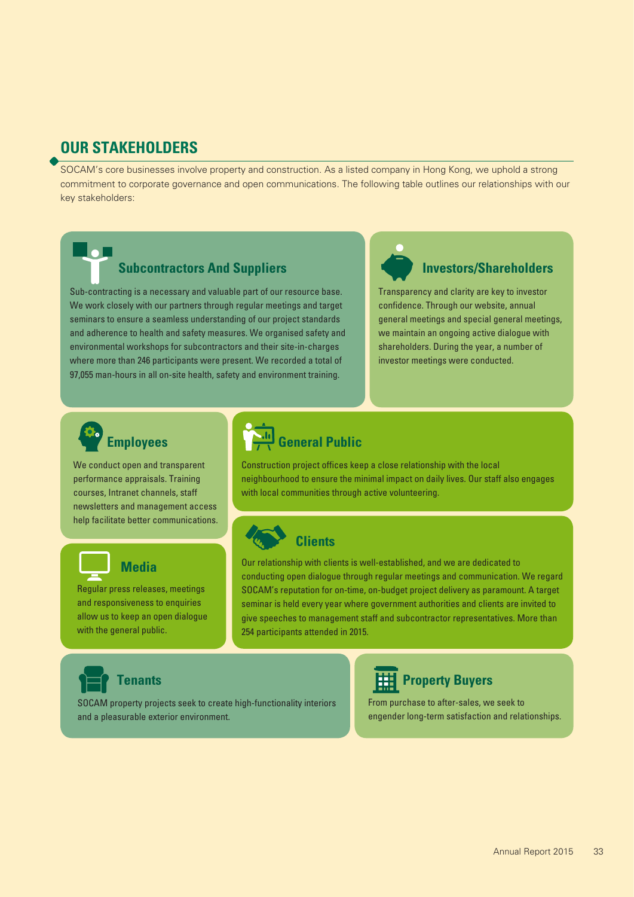## OUR STAKEHOLDERS

SOCAM's core businesses involve property and construction. As a listed company in Hong Kong, we uphold a strong commitment to corporate governance and open communications. The following table outlines our relationships with our key stakeholders:

### Subcontractors And Suppliers

Sub-contracting is a necessary and valuable part of our resource base. We work closely with our partners through regular meetings and target seminars to ensure a seamless understanding of our project standards and adherence to health and safety measures. We organised safety and environmental workshops for subcontractors and their site-in-charges where more than 246 participants were present. We recorded a total of 97,055 man-hours in all on-site health, safety and environment training.

### Investors/Shareholders

Transparency and clarity are key to investor confidence. Through our website, annual general meetings and special general meetings, we maintain an ongoing active dialogue with shareholders. During the year, a number of investor meetings were conducted.

### Employees

We conduct open and transparent performance appraisals. Training courses, Intranet channels, staff newsletters and management access help facilitate better communications.

### General Public

Construction project offices keep a close relationship with the local neighbourhood to ensure the minimal impact on daily lives. Our staff also engages with local communities through active volunteering.

### Media

Regular press releases, meetings and responsiveness to enquiries allow us to keep an open dialogue with the general public.

### Clients

Our relationship with clients is well-established, and we are dedicated to conducting open dialogue through regular meetings and communication. We regard SOCAM's reputation for on-time, on-budget project delivery as paramount. A target seminar is held every year where government authorities and clients are invited to give speeches to management staff and subcontractor representatives. More than 254 participants attended in 2015.

### Tenants

SOCAM property projects seek to create high-functionality interiors and a pleasurable exterior environment.

### Property Buyers

From purchase to after-sales, we seek to engender long-term satisfaction and relationships.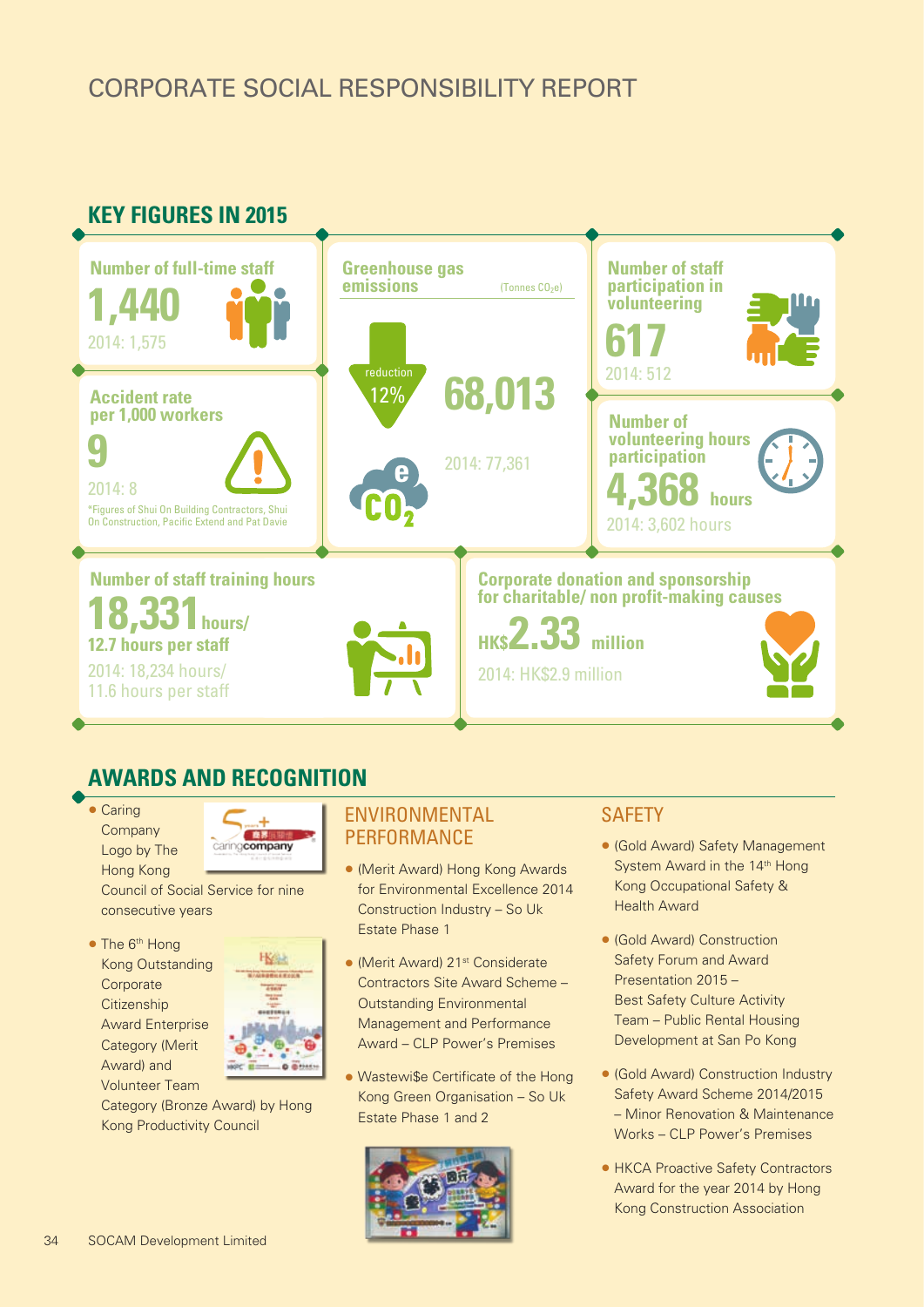# CORPORATE SOCIAL RESPONSIBILITY REPORT

## KEY FIGURES IN 2015

**Number of full-time staff**

**1,440**

2014: 1,575

**Accident rate per 1,000 workers**

**9**

2014: 8

*Figures of Shui On Building Contractors, Shui On Construction, Pacific Extend and Pat Davie

**Greenhouse gas emissions** (Tonnes $CO_2e$)

reduction 12%

**68,013**

2014: 77,361

**Number of staff participation in volunteering**

**617**

2014: 512

**Number of volunteering hours participation**

**4,368 hours**

2014: 3,602 hours

**Number of staff training hours**

**18,331 hours/**

**12.7 hours per staff**

2014: 18,234 hours/
11.6 hours per staff

**Corporate donation and sponsorship for charitable/ non profit-making causes**

**HK$2.33 million**

2014: HK$2.9 million

## AWARDS AND RECOGNITION

- Caring Company Logo by The Hong Kong Council of Social Service for nine consecutive years
- The 6th Hong Kong Outstanding Corporate Citizenship Award Enterprise Category (Merit Award) and Volunteer Team Category (Bronze Award) by Hong Kong Productivity Council

### ENVIRONMENTAL PERFORMANCE

- (Merit Award) Hong Kong Awards for Environmental Excellence 2014 Construction Industry – So Uk Estate Phase 1
- (Merit Award) 21st Considerate Contractors Site Award Scheme – Outstanding Environmental Management and Performance Award – CLP Power's Premises
- Wastewi$e Certificate of the Hong Kong Green Organisation – So Uk Estate Phase 1 and 2

### SAFETY

- (Gold Award) Safety Management System Award in the 14th Hong Kong Occupational Safety & Health Award
- (Gold Award) Construction Safety Forum and Award Presentation 2015 – Best Safety Culture Activity Team – Public Rental Housing Development at San Po Kong
- (Gold Award) Construction Industry Safety Award Scheme 2014/2015 – Minor Renovation & Maintenance Works – CLP Power's Premises
- HKCA Proactive Safety Contractors Award for the year 2014 by Hong Kong Construction Association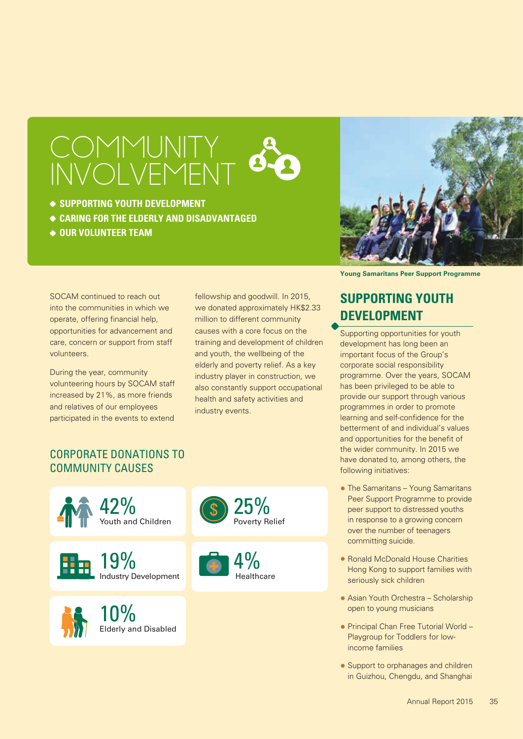# COMMUNITY INVOLVEMENT

- SUPPORTING YOUTH DEVELOPMENT
- CARING FOR THE ELDERLY AND DISADVANTAGED
- OUR VOLUNTEER TEAM

Young Samaritans Peer Support Programme

SOCAM continued to reach out into the communities in which we operate, offering financial help, opportunities for advancement and care, concern or support from staff volunteers.

During the year, community volunteering hours by SOCAM staff increased by 21%, as more friends and relatives of our employees participated in the events to extend fellowship and goodwill. In 2015, we donated approximately HK$2.33 million to different community causes with a core focus on the training and development of children and youth, the wellbeing of the elderly and poverty relief. As a key industry player in construction, we also constantly support occupational health and safety activities and industry events.

## CORPORATE DONATIONS TO COMMUNITY CAUSES

| Percentage | Cause |
| --- | --- |
| 42% | Youth and Children |
| 25% | Poverty Relief |
| 19% | Industry Development |
| 4% | Healthcare |
| 10% | Elderly and Disabled |

## SUPPORTING YOUTH DEVELOPMENT

Supporting opportunities for youth development has long been an important focus of the Group's corporate social responsibility programme. Over the years, SOCAM has been privileged to be able to provide our support through various programmes in order to promote learning and self-confidence for the betterment of and individual's values and opportunities for the benefit of the wider community. In 2015 we have donated to, among others, the following initiatives:

- The Samaritans – Young Samaritans Peer Support Programme to provide peer support to distressed youths in response to a growing concern over the number of teenagers committing suicide.
- Ronald McDonald House Charities Hong Kong to support families with seriously sick children
- Asian Youth Orchestra – Scholarship open to young musicians
- Principal Chan Free Tutorial World – Playgroup for Toddlers for low-income families
- Support to orphanages and children in Guizhou, Chengdu, and Shanghai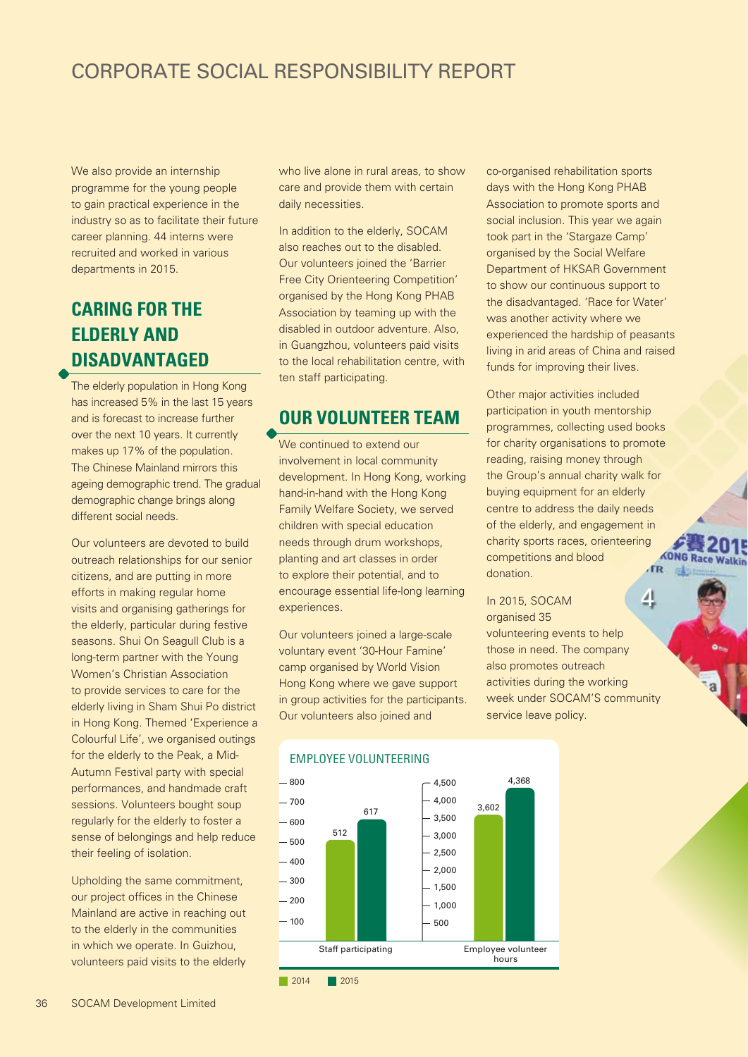We also provide an internship programme for the young people to gain practical experience in the industry so as to facilitate their future career planning. 44 interns were recruited and worked in various departments in 2015.

## CARING FOR THE ELDERLY AND DISADVANTAGED

The elderly population in Hong Kong has increased 5% in the last 15 years and is forecast to increase further over the next 10 years. It currently makes up 17% of the population. The Chinese Mainland mirrors this ageing demographic trend. The gradual demographic change brings along different social needs.

Our volunteers are devoted to build outreach relationships for our senior citizens, and are putting in more efforts in making regular home visits and organising gatherings for the elderly, particular during festive seasons. Shui On Seagull Club is a long-term partner with the Young Women's Christian Association to provide services to care for the elderly living in Sham Shui Po district in Hong Kong. Themed 'Experience a Colourful Life', we organised outings for the elderly to the Peak, a Mid-Autumn Festival party with special performances, and handmade craft sessions. Volunteers bought soup regularly for the elderly to foster a sense of belongings and help reduce their feeling of isolation.

Upholding the same commitment, our project offices in the Chinese Mainland are active in reaching out to the elderly in the communities in which we operate. In Guizhou, volunteers paid visits to the elderly who live alone in rural areas, to show care and provide them with certain daily necessities.

In addition to the elderly, SOCAM also reaches out to the disabled. Our volunteers joined the 'Barrier Free City Orienteering Competition' organised by the Hong Kong PHAB Association by teaming up with the disabled in outdoor adventure. Also, in Guangzhou, volunteers paid visits to the local rehabilitation centre, with ten staff participating.

## OUR VOLUNTEER TEAM

We continued to extend our involvement in local community development. In Hong Kong, working hand-in-hand with the Hong Kong Family Welfare Society, we served children with special education needs through drum workshops, planting and art classes in order to explore their potential, and to encourage essential life-long learning experiences.

Our volunteers joined a large-scale voluntary event '30-Hour Famine' camp organised by World Vision Hong Kong where we gave support in group activities for the participants. Our volunteers also joined and co-organised rehabilitation sports days with the Hong Kong PHAB Association to promote sports and social inclusion. This year we again took part in the 'Stargaze Camp' organised by the Social Welfare Department of HKSAR Government to show our continuous support to the disadvantaged. 'Race for Water' was another activity where we experienced the hardship of peasants living in arid areas of China and raised funds for improving their lives.

Other major activities included participation in youth mentorship programmes, collecting used books for charity organisations to promote reading, raising money through the Group's annual charity walk for buying equipment for an elderly centre to address the daily needs of the elderly, and engagement in charity sports races, orienteering competitions and blood donation.

In 2015, SOCAM organised 35 volunteering events to help those in need. The company also promotes outreach activities during the working week under SOCAM'S community service leave policy.

**EMPLOYEE VOLUNTEERING**

| | 2014 | 2015 |
|---|---|---|
| Staff participating | 512 | 617 |
| Employee volunteer hours | 3,602 | 4,368 |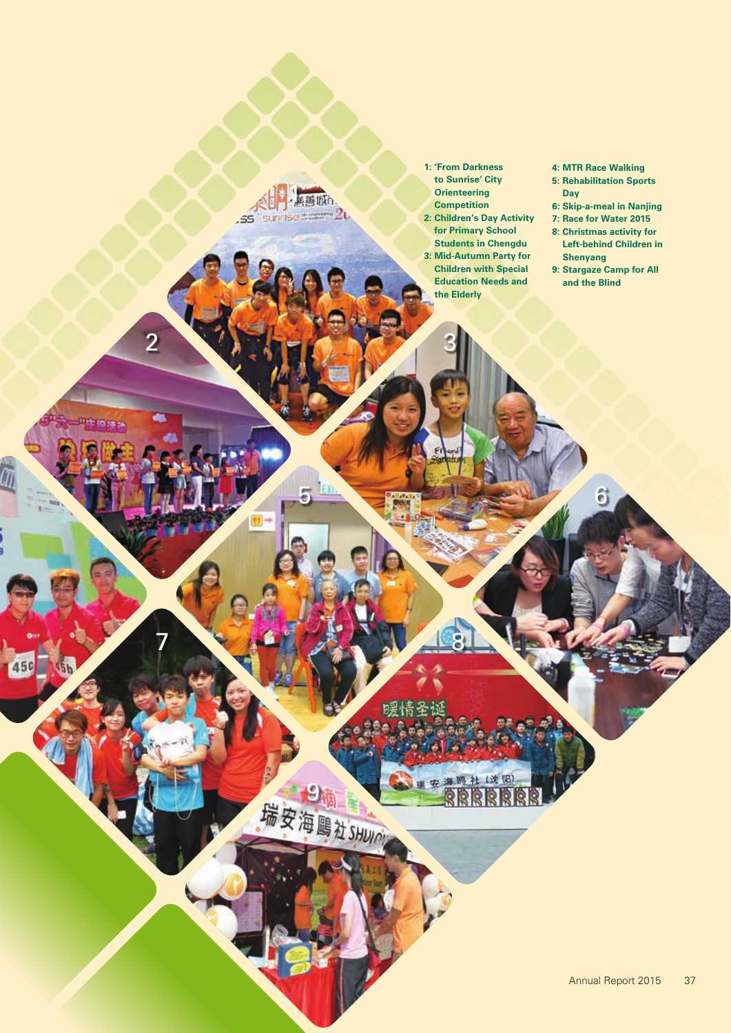1: 'From Darkness to Sunrise' City Orienteering Competition
2: Children's Day Activity for Primary School Students in Chengdu
3: Mid-Autumn Party for Children with Special Education Needs and the Elderly
4: MTR Race Walking
5: Rehabilitation Sports Day
6: Skip-a-meal in Nanjing
7: Race for Water 2015
8: Christmas activity for Left-behind Children in Shenyang
9: Stargaze Camp for All and the Blind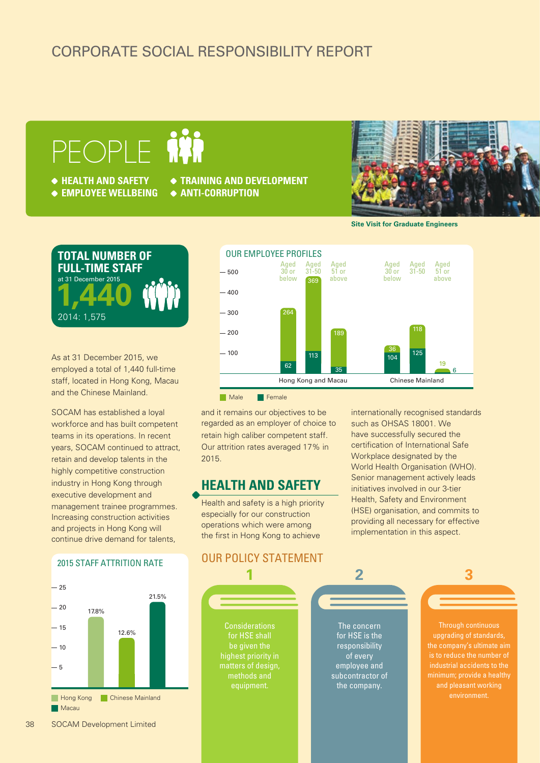# PEOPLE

- HEALTH AND SAFETY
- EMPLOYEE WELLBEING
- TRAINING AND DEVELOPMENT
- ANTI-CORRUPTION

Site Visit for Graduate Engineers

**TOTAL NUMBER OF FULL-TIME STAFF**
at 31 December 2015

**1,440**

2014: 1,575

As at 31 December 2015, we employed a total of 1,440 full-time staff, located in Hong Kong, Macau and the Chinese Mainland.

SOCAM has established a loyal workforce and has built competent teams in its operations. In recent years, SOCAM continued to attract, retain and develop talents in the highly competitive construction industry in Hong Kong through executive development and management trainee programmes. Increasing construction activities and projects in Hong Kong will continue drive demand for talents, and it remains our objectives to be regarded as an employer of choice to retain high caliber competent staff. Our attrition rates averaged 17% in 2015.

### 2015 STAFF ATTRITION RATE

| Location | Attrition Rate |
|---|---|
| Hong Kong | 17.8% |
| Chinese Mainland | 12.6% |
| Macau | 21.5% |

### OUR EMPLOYEE PROFILES

| Region | Age Group | Male | Female |
|---|---|---|---|
| Hong Kong and Macau | Aged 30 or below | 264 | 62 |
| Hong Kong and Macau | Aged 31-50 | 369 | 113 |
| Hong Kong and Macau | Aged 51 or above | 189 | 35 |
| Chinese Mainland | Aged 30 or below | 36 | 104 |
| Chinese Mainland | Aged 31-50 | 118 | 125 |
| Chinese Mainland | Aged 51 or above | 19 | 6 |

## HEALTH AND SAFETY

Health and safety is a high priority especially for our construction operations which were among the first in Hong Kong to achieve internationally recognised standards such as OHSAS 18001. We have successfully secured the certification of International Safe Workplace designated by the World Health Organisation (WHO). Senior management actively leads initiatives involved in our 3-tier Health, Safety and Environment (HSE) organisation, and commits to providing all necessary for effective implementation in this aspect.

### OUR POLICY STATEMENT

1. Considerations for HSE shall be given the highest priority in matters of design, methods and equipment.
2. The concern for HSE is the responsibility of every employee and subcontractor of the company.
3. Through continuous upgrading of standards, the company's ultimate aim is to reduce the number of industrial accidents to the minimum; provide a healthy and pleasant working environment.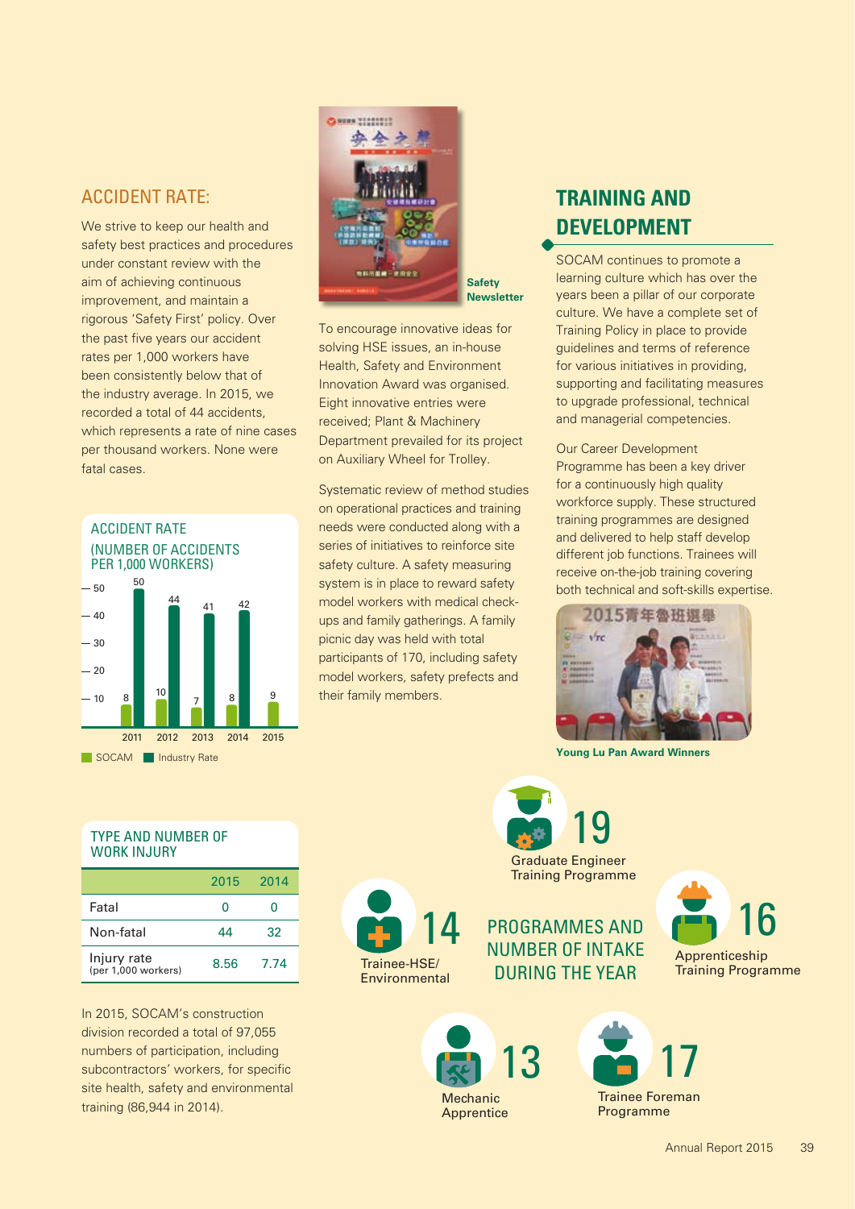## ACCIDENT RATE:

We strive to keep our health and safety best practices and procedures under constant review with the aim of achieving continuous improvement, and maintain a rigorous 'Safety First' policy. Over the past five years our accident rates per 1,000 workers have been consistently below that of the industry average. In 2015, we recorded a total of 44 accidents, which represents a rate of nine cases per thousand workers. None were fatal cases.

### ACCIDENT RATE (NUMBER OF ACCIDENTS PER 1,000 WORKERS)

| Year | SOCAM | Industry Rate |
|---|---|---|
| 2011 | 8 | 50 |
| 2012 | 10 | 44 |
| 2013 | 7 | 41 |
| 2014 | 8 | 42 |
| 2015 | 9 | |

### TYPE AND NUMBER OF WORK INJURY

| | 2015 | 2014 |
|---|---|---|
| Fatal | 0 | 0 |
| Non-fatal | 44 | 32 |
| Injury rate (per 1,000 workers) | 8.56 | 7.74 |

In 2015, SOCAM's construction division recorded a total of 97,055 numbers of participation, including subcontractors' workers, for specific site health, safety and environmental training (86,944 in 2014).

**Safety Newsletter**

To encourage innovative ideas for solving HSE issues, an in-house Health, Safety and Environment Innovation Award was organised. Eight innovative entries were received; Plant & Machinery Department prevailed for its project on Auxiliary Wheel for Trolley.

Systematic review of method studies on operational practices and training needs were conducted along with a series of initiatives to reinforce site safety culture. A safety measuring system is in place to reward safety model workers with medical check-ups and family gatherings. A family picnic day was held with total participants of 170, including safety model workers, safety prefects and their family members.

## TRAINING AND DEVELOPMENT

SOCAM continues to promote a learning culture which has over the years been a pillar of our corporate culture. We have a complete set of Training Policy in place to provide guidelines and terms of reference for various initiatives in providing, supporting and facilitating measures to upgrade professional, technical and managerial competencies.

Our Career Development Programme has been a key driver for a continuously high quality workforce supply. These structured training programmes are designed and delivered to help staff develop different job functions. Trainees will receive on-the-job training covering both technical and soft-skills expertise.

**Young Lu Pan Award Winners**

### PROGRAMMES AND NUMBER OF INTAKE DURING THE YEAR

- Graduate Engineer Training Programme: 19
- Trainee-HSE/Environmental: 14
- Apprenticeship Training Programme: 16
- Mechanic Apprentice: 13
- Trainee Foreman Programme: 17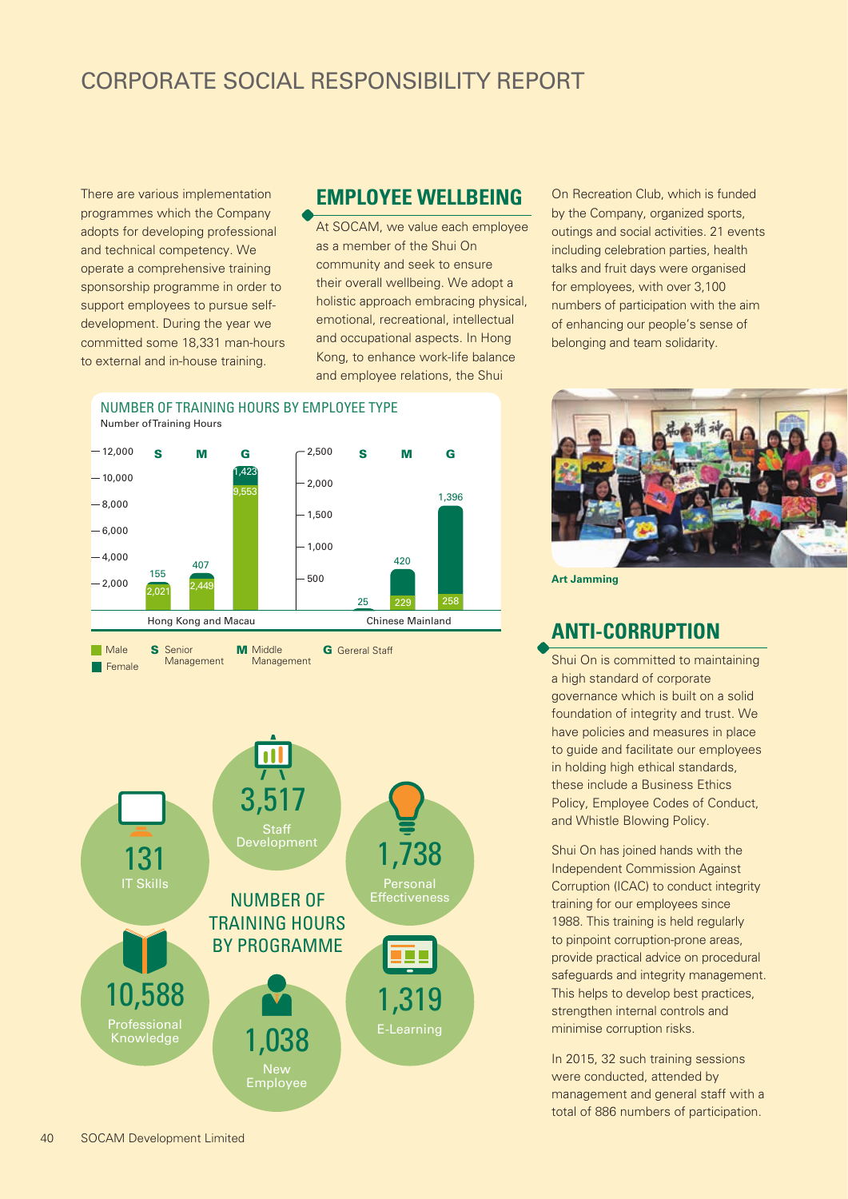# CORPORATE SOCIAL RESPONSIBILITY REPORT

There are various implementation programmes which the Company adopts for developing professional and technical competency. We operate a comprehensive training sponsorship programme in order to support employees to pursue self-development. During the year we committed some 18,331 man-hours to external and in-house training.

## EMPLOYEE WELLBEING

At SOCAM, we value each employee as a member of the Shui On community and seek to ensure their overall wellbeing. We adopt a holistic approach embracing physical, emotional, recreational, intellectual and occupational aspects. In Hong Kong, to enhance work-life balance and employee relations, the Shui On Recreation Club, which is funded by the Company, organized sports, outings and social activities. 21 events including celebration parties, health talks and fruit days were organised for employees, with over 3,100 numbers of participation with the aim of enhancing our people's sense of belonging and team solidarity.

Art Jamming

### NUMBER OF TRAINING HOURS BY EMPLOYEE TYPE

Number of Training Hours

| Region | Employee Type | Male | Female |
|---|---|---|---|
| Hong Kong and Macau | S (Senior Management) | 2,021 | 155 |
| Hong Kong and Macau | M (Middle Management) | 2,449 | 407 |
| Hong Kong and Macau | G (General Staff) | 9,553 | 1,423 |
| Chinese Mainland | S (Senior Management) | | 25 |
| Chinese Mainland | M (Middle Management) | 229 | 420 |
| Chinese Mainland | G (General Staff) | 258 | 1,396 |

Male / Female; S Senior Management; M Middle Management; G Gereral Staff

### NUMBER OF TRAINING HOURS BY PROGRAMME

| Programme | Hours |
|---|---|
| Staff Development | 3,517 |
| IT Skills | 131 |
| Personal Effectiveness | 1,738 |
| Professional Knowledge | 10,588 |
| E-Learning | 1,319 |
| New Employee | 1,038 |

## ANTI-CORRUPTION

Shui On is committed to maintaining a high standard of corporate governance which is built on a solid foundation of integrity and trust. We have policies and measures in place to guide and facilitate our employees in holding high ethical standards, these include a Business Ethics Policy, Employee Codes of Conduct, and Whistle Blowing Policy.

Shui On has joined hands with the Independent Commission Against Corruption (ICAC) to conduct integrity training for our employees since 1988. This training is held regularly to pinpoint corruption-prone areas, provide practical advice on procedural safeguards and integrity management. This helps to develop best practices, strengthen internal controls and minimise corruption risks.

In 2015, 32 such training sessions were conducted, attended by management and general staff with a total of 886 numbers of participation.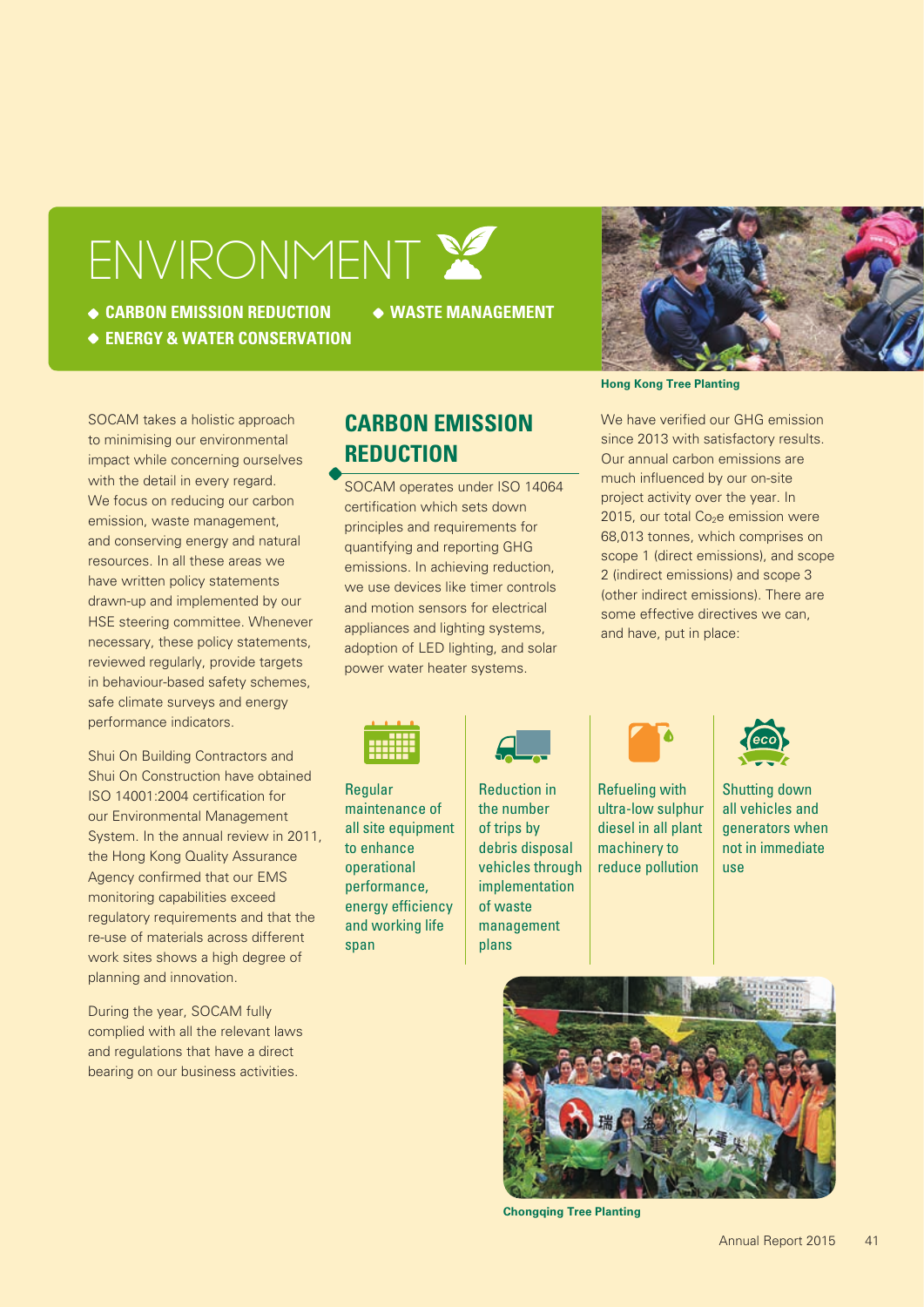# ENVIRONMENT

- CARBON EMISSION REDUCTION
- WASTE MANAGEMENT
- ENERGY & WATER CONSERVATION

Hong Kong Tree Planting

SOCAM takes a holistic approach to minimising our environmental impact while concerning ourselves with the detail in every regard. We focus on reducing our carbon emission, waste management, and conserving energy and natural resources. In all these areas we have written policy statements drawn-up and implemented by our HSE steering committee. Whenever necessary, these policy statements, reviewed regularly, provide targets in behaviour-based safety schemes, safe climate surveys and energy performance indicators.

Shui On Building Contractors and Shui On Construction have obtained ISO 14001:2004 certification for our Environmental Management System. In the annual review in 2011, the Hong Kong Quality Assurance Agency confirmed that our EMS monitoring capabilities exceed regulatory requirements and that the re-use of materials across different work sites shows a high degree of planning and innovation.

During the year, SOCAM fully complied with all the relevant laws and regulations that have a direct bearing on our business activities.

## CARBON EMISSION REDUCTION

SOCAM operates under ISO 14064 certification which sets down principles and requirements for quantifying and reporting GHG emissions. In achieving reduction, we use devices like timer controls and motion sensors for electrical appliances and lighting systems, adoption of LED lighting, and solar power water heater systems.

We have verified our GHG emission since 2013 with satisfactory results. Our annual carbon emissions are much influenced by our on-site project activity over the year. In 2015, our total $Co_2e$ emission were 68,013 tonnes, which comprises on scope 1 (direct emissions), and scope 2 (indirect emissions) and scope 3 (other indirect emissions). There are some effective directives we can, and have, put in place:

- Regular maintenance of all site equipment to enhance operational performance, energy efficiency and working life span
- Reduction in the number of trips by debris disposal vehicles through implementation of waste management plans
- Refueling with ultra-low sulphur diesel in all plant machinery to reduce pollution
- Shutting down all vehicles and generators when not in immediate use

Chongqing Tree Planting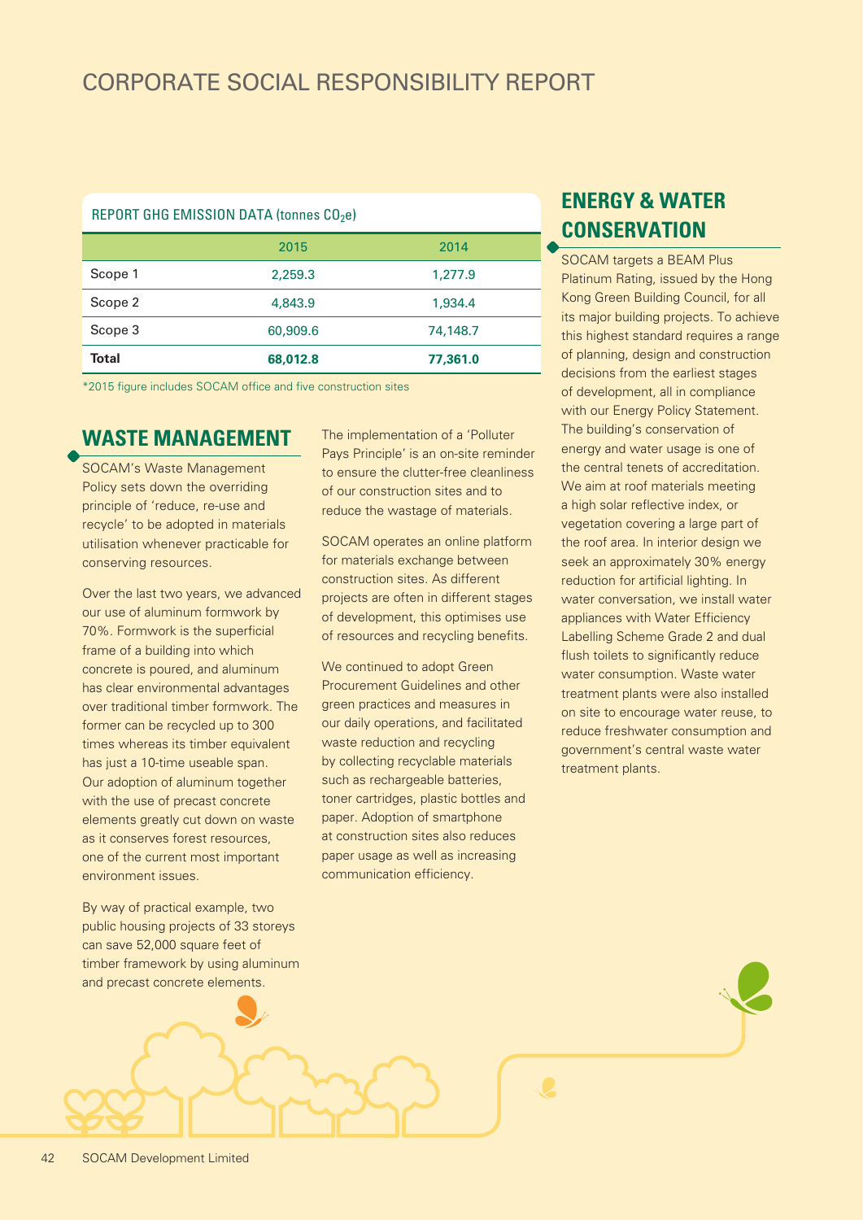# CORPORATE SOCIAL RESPONSIBILITY REPORT

REPORT GHG EMISSION DATA (tonnes $CO_2e$)

| | 2015 | 2014 |
|---|---|---|
| Scope 1 | 2,259.3 | 1,277.9 |
| Scope 2 | 4,843.9 | 1,934.4 |
| Scope 3 | 60,909.6 | 74,148.7 |
| **Total** | **68,012.8** | **77,361.0** |

*2015 figure includes SOCAM office and five construction sites

## WASTE MANAGEMENT

SOCAM's Waste Management Policy sets down the overriding principle of 'reduce, re-use and recycle' to be adopted in materials utilisation whenever practicable for conserving resources.

Over the last two years, we advanced our use of aluminum formwork by 70%. Formwork is the superficial frame of a building into which concrete is poured, and aluminum has clear environmental advantages over traditional timber formwork. The former can be recycled up to 300 times whereas its timber equivalent has just a 10-time useable span. Our adoption of aluminum together with the use of precast concrete elements greatly cut down on waste as it conserves forest resources, one of the current most important environment issues.

By way of practical example, two public housing projects of 33 storeys can save 52,000 square feet of timber framework by using aluminum and precast concrete elements.

The implementation of a 'Polluter Pays Principle' is an on-site reminder to ensure the clutter-free cleanliness of our construction sites and to reduce the wastage of materials.

SOCAM operates an online platform for materials exchange between construction sites. As different projects are often in different stages of development, this optimises use of resources and recycling benefits.

We continued to adopt Green Procurement Guidelines and other green practices and measures in our daily operations, and facilitated waste reduction and recycling by collecting recyclable materials such as rechargeable batteries, toner cartridges, plastic bottles and paper. Adoption of smartphone at construction sites also reduces paper usage as well as increasing communication efficiency.

## ENERGY & WATER CONSERVATION

SOCAM targets a BEAM Plus Platinum Rating, issued by the Hong Kong Green Building Council, for all its major building projects. To achieve this highest standard requires a range of planning, design and construction decisions from the earliest stages of development, all in compliance with our Energy Policy Statement. The building's conservation of energy and water usage is one of the central tenets of accreditation. We aim at roof materials meeting a high solar reflective index, or vegetation covering a large part of the roof area. In interior design we seek an approximately 30% energy reduction for artificial lighting. In water conversation, we install water appliances with Water Efficiency Labelling Scheme Grade 2 and dual flush toilets to significantly reduce water consumption. Waste water treatment plants were also installed on site to encourage water reuse, to reduce freshwater consumption and government's central waste water treatment plants.